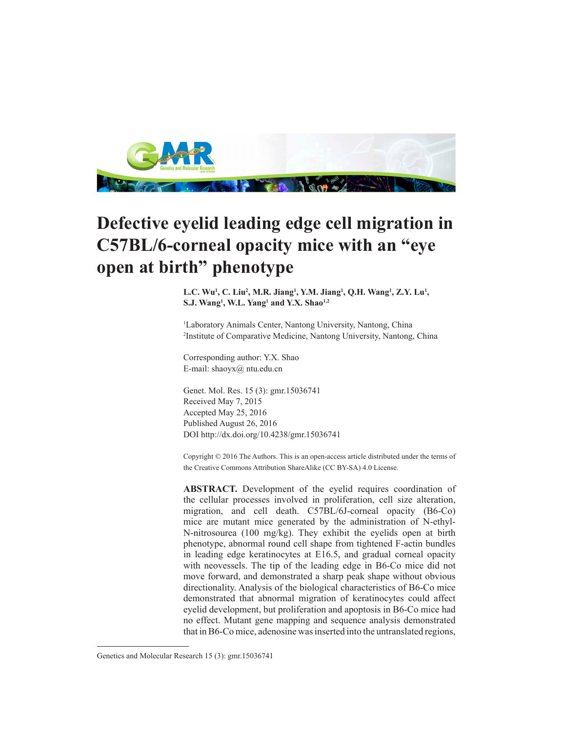# Defective eyelid leading edge cell migration in C57BL/6-corneal opacity mice with an "eye open at birth" phenotype

**L.C. Wu[1], C. Liu[2], M.R. Jiang[1], Y.M. Jiang[1], Q.H. Wang[1], Z.Y. Lu[1], S.J. Wang[1], W.L. Yang[1] and Y.X. Shao[1,2]**

[1]Laboratory Animals Center, Nantong University, Nantong, China
[2]Institute of Comparative Medicine, Nantong University, Nantong, China

Corresponding author: Y.X. Shao
E-mail: shaoyx@ ntu.edu.cn

Genet. Mol. Res. 15 (3): gmr.15036741
Received May 7, 2015
Accepted May 25, 2016
Published August 26, 2016
DOI http://dx.doi.org/10.4238/gmr.15036741

Copyright © 2016 The Authors. This is an open-access article distributed under the terms of the Creative Commons Attribution ShareAlike (CC BY-SA) 4.0 License.

**ABSTRACT.** Development of the eyelid requires coordination of the cellular processes involved in proliferation, cell size alteration, migration, and cell death. C57BL/6J-corneal opacity (B6-Co) mice are mutant mice generated by the administration of N-ethyl-N-nitrosourea (100 mg/kg). They exhibit the eyelids open at birth phenotype, abnormal round cell shape from tightened F-actin bundles in leading edge keratinocytes at E16.5, and gradual corneal opacity with neovessels. The tip of the leading edge in B6-Co mice did not move forward, and demonstrated a sharp peak shape without obvious directionality. Analysis of the biological characteristics of B6-Co mice demonstrated that abnormal migration of keratinocytes could affect eyelid development, but proliferation and apoptosis in B6-Co mice had no effect. Mutant gene mapping and sequence analysis demonstrated that in B6-Co mice, adenosine was inserted into the untranslated regions,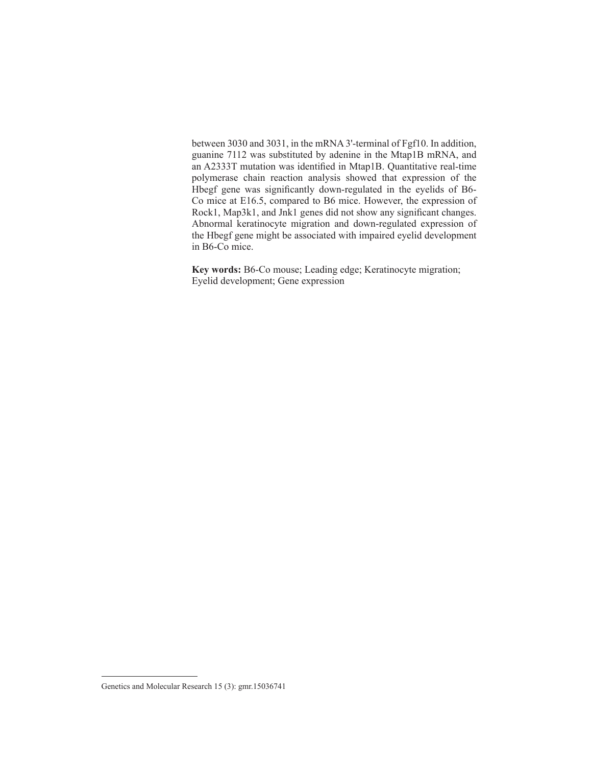between 3030 and 3031, in the mRNA 3'-terminal of Fgf10. In addition, guanine 7112 was substituted by adenine in the Mtap1B mRNA, and an A2333T mutation was identified in Mtap1B. Quantitative real-time polymerase chain reaction analysis showed that expression of the Hbegf gene was significantly down-regulated in the eyelids of B6-Co mice at E16.5, compared to B6 mice. However, the expression of Rock1, Map3k1, and Jnk1 genes did not show any significant changes. Abnormal keratinocyte migration and down-regulated expression of the Hbegf gene might be associated with impaired eyelid development in B6-Co mice.

**Key words:** B6-Co mouse; Leading edge; Keratinocyte migration; Eyelid development; Gene expression